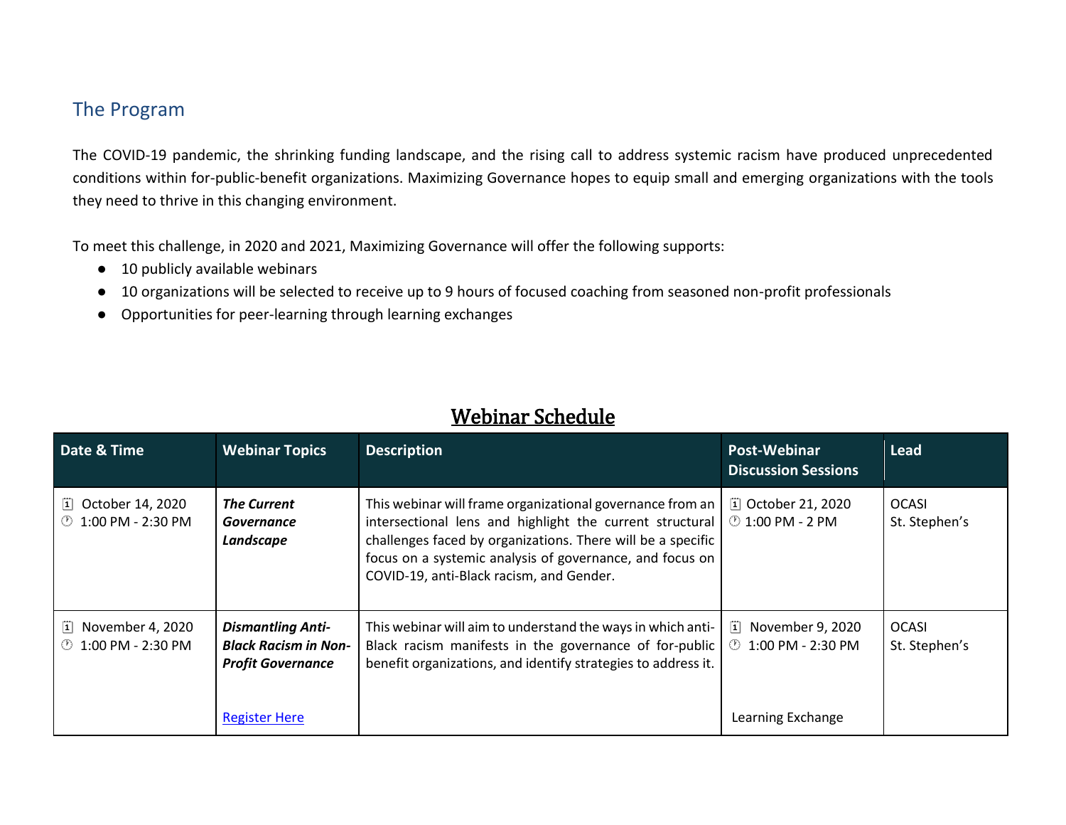## The Program

The COVID-19 pandemic, the shrinking funding landscape, and the rising call to address systemic racism have produced unprecedented conditions within for-public-benefit organizations. Maximizing Governance hopes to equip small and emerging organizations with the tools they need to thrive in this changing environment.

To meet this challenge, in 2020 and 2021, Maximizing Governance will offer the following supports:

- 10 publicly available webinars
- 10 organizations will be selected to receive up to 9 hours of focused coaching from seasoned non-profit professionals
- Opportunities for peer-learning through learning exchanges

## Webinar Schedule

| Date & Time | Webinar Topics | Description | Post-Webinar Discussion Sessions | Lead |
|---|---|---|---|---|
| October 14, 2020<br>1:00 PM - 2:30 PM | ***The Current Governance Landscape*** | This webinar will frame organizational governance from an intersectional lens and highlight the current structural challenges faced by organizations. There will be a specific focus on a systemic analysis of governance, and focus on COVID-19, anti-Black racism, and Gender. | October 21, 2020<br>1:00 PM - 2 PM | OCASI<br>St. Stephen's |
| November 4, 2020<br>1:00 PM - 2:30 PM | ***Dismantling Anti-Black Racism in Non-Profit Governance***<br><br>Register Here | This webinar will aim to understand the ways in which anti-Black racism manifests in the governance of for-public benefit organizations, and identify strategies to address it. | November 9, 2020<br>1:00 PM - 2:30 PM<br><br>Learning Exchange | OCASI<br>St. Stephen's |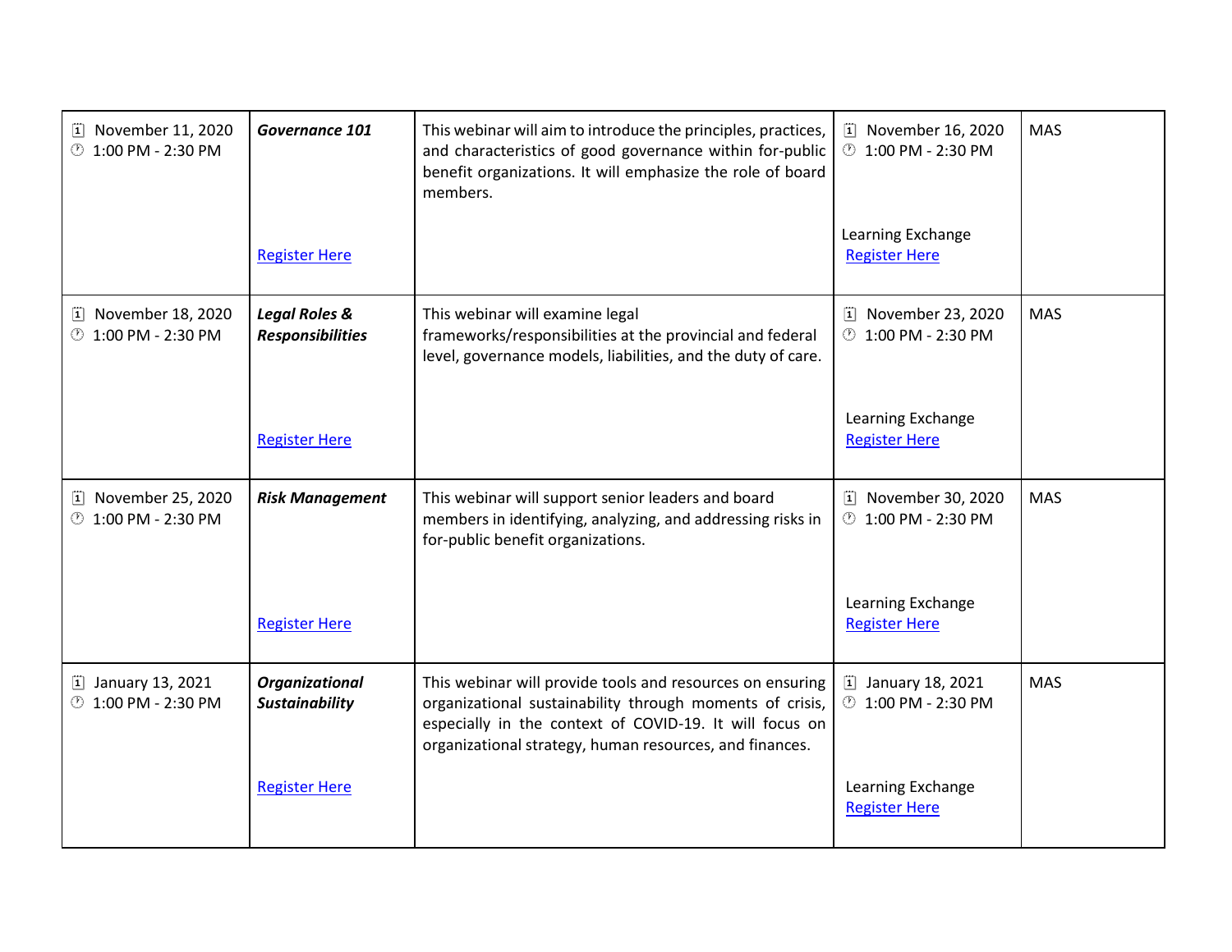| | | | | |
|---|---|---|---|---|
| November 11, 2020<br>1:00 PM - 2:30 PM | ***Governance 101***<br><br>Register Here | This webinar will aim to introduce the principles, practices, and characteristics of good governance within for-public benefit organizations. It will emphasize the role of board members. | November 16, 2020<br>1:00 PM - 2:30 PM<br><br>Learning Exchange<br>Register Here | MAS |
| November 18, 2020<br>1:00 PM - 2:30 PM | ***Legal Roles & Responsibilities***<br><br>Register Here | This webinar will examine legal frameworks/responsibilities at the provincial and federal level, governance models, liabilities, and the duty of care. | November 23, 2020<br>1:00 PM - 2:30 PM<br><br>Learning Exchange<br>Register Here | MAS |
| November 25, 2020<br>1:00 PM - 2:30 PM | ***Risk Management***<br><br>Register Here | This webinar will support senior leaders and board members in identifying, analyzing, and addressing risks in for-public benefit organizations. | November 30, 2020<br>1:00 PM - 2:30 PM<br><br>Learning Exchange<br>Register Here | MAS |
| January 13, 2021<br>1:00 PM - 2:30 PM | ***Organizational Sustainability***<br><br>Register Here | This webinar will provide tools and resources on ensuring organizational sustainability through moments of crisis, especially in the context of COVID-19. It will focus on organizational strategy, human resources, and finances. | January 18, 2021<br>1:00 PM - 2:30 PM<br><br>Learning Exchange<br>Register Here | MAS |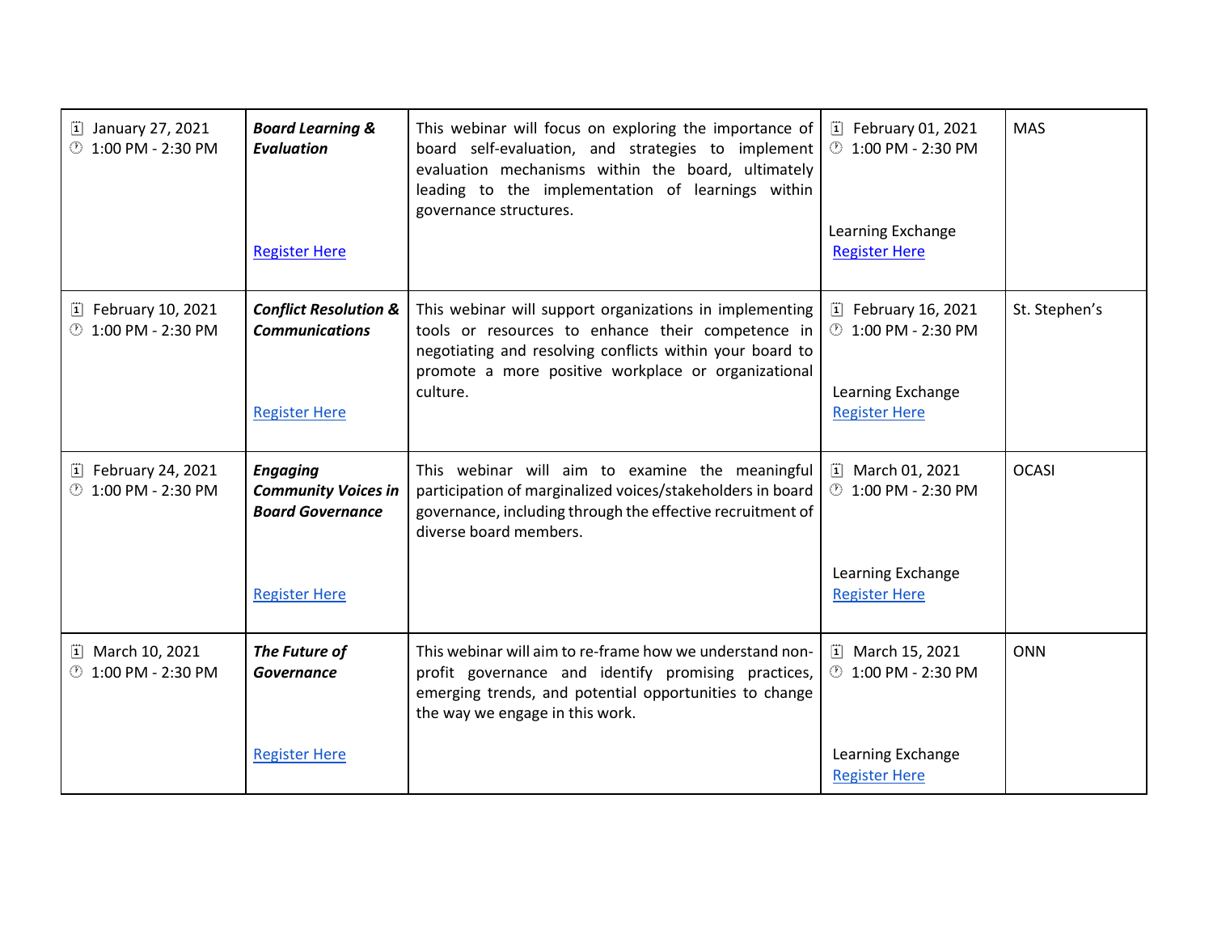| | | | | |
|---|---|---|---|---|
| January 27, 2021<br>1:00 PM - 2:30 PM | ***Board Learning & Evaluation***<br><br>Register Here | This webinar will focus on exploring the importance of board self-evaluation, and strategies to implement evaluation mechanisms within the board, ultimately leading to the implementation of learnings within governance structures. | February 01, 2021<br>1:00 PM - 2:30 PM<br><br>Learning Exchange<br>Register Here | MAS |
| February 10, 2021<br>1:00 PM - 2:30 PM | ***Conflict Resolution & Communications***<br><br>Register Here | This webinar will support organizations in implementing tools or resources to enhance their competence in negotiating and resolving conflicts within your board to promote a more positive workplace or organizational culture. | February 16, 2021<br>1:00 PM - 2:30 PM<br><br>Learning Exchange<br>Register Here | St. Stephen's |
| February 24, 2021<br>1:00 PM - 2:30 PM | ***Engaging Community Voices in Board Governance***<br><br>Register Here | This webinar will aim to examine the meaningful participation of marginalized voices/stakeholders in board governance, including through the effective recruitment of diverse board members. | March 01, 2021<br>1:00 PM - 2:30 PM<br><br>Learning Exchange<br>Register Here | OCASI |
| March 10, 2021<br>1:00 PM - 2:30 PM | ***The Future of Governance***<br><br>Register Here | This webinar will aim to re-frame how we understand non-profit governance and identify promising practices, emerging trends, and potential opportunities to change the way we engage in this work. | March 15, 2021<br>1:00 PM - 2:30 PM<br><br>Learning Exchange<br>Register Here | ONN |